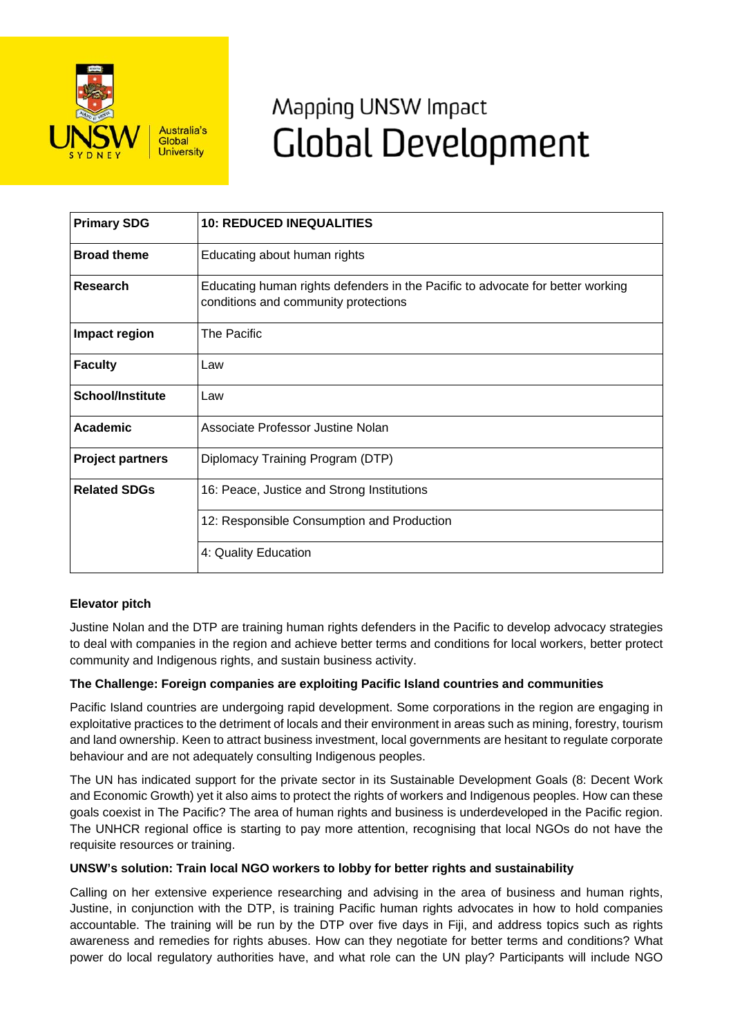Mapping UNSW Impact

# Global Development

| Primary SDG | 10: REDUCED INEQUALITIES |
|---|---|
| **Broad theme** | Educating about human rights |
| **Research** | Educating human rights defenders in the Pacific to advocate for better working conditions and community protections |
| **Impact region** | The Pacific |
| **Faculty** | Law |
| **School/Institute** | Law |
| **Academic** | Associate Professor Justine Nolan |
| **Project partners** | Diplomacy Training Program (DTP) |
| **Related SDGs** | 16: Peace, Justice and Strong Institutions |
| | 12: Responsible Consumption and Production |
| | 4: Quality Education |

**Elevator pitch**

Justine Nolan and the DTP are training human rights defenders in the Pacific to develop advocacy strategies to deal with companies in the region and achieve better terms and conditions for local workers, better protect community and Indigenous rights, and sustain business activity.

**The Challenge: Foreign companies are exploiting Pacific Island countries and communities**

Pacific Island countries are undergoing rapid development. Some corporations in the region are engaging in exploitative practices to the detriment of locals and their environment in areas such as mining, forestry, tourism and land ownership. Keen to attract business investment, local governments are hesitant to regulate corporate behaviour and are not adequately consulting Indigenous peoples.

The UN has indicated support for the private sector in its Sustainable Development Goals (8: Decent Work and Economic Growth) yet it also aims to protect the rights of workers and Indigenous peoples. How can these goals coexist in The Pacific? The area of human rights and business is underdeveloped in the Pacific region. The UNHCR regional office is starting to pay more attention, recognising that local NGOs do not have the requisite resources or training.

**UNSW's solution: Train local NGO workers to lobby for better rights and sustainability**

Calling on her extensive experience researching and advising in the area of business and human rights, Justine, in conjunction with the DTP, is training Pacific human rights advocates in how to hold companies accountable. The training will be run by the DTP over five days in Fiji, and address topics such as rights awareness and remedies for rights abuses. How can they negotiate for better terms and conditions? What power do local regulatory authorities have, and what role can the UN play? Participants will include NGO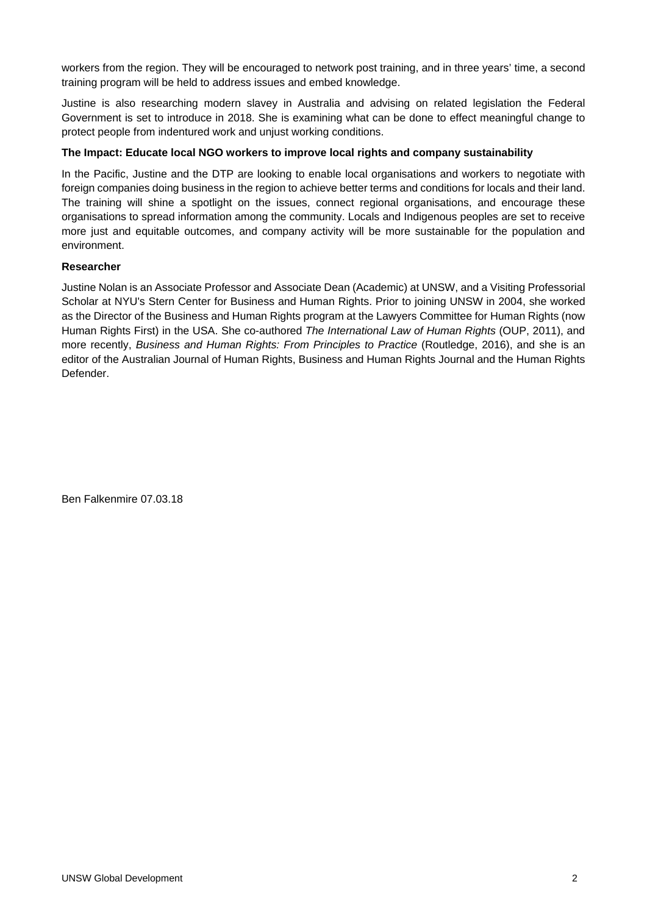workers from the region. They will be encouraged to network post training, and in three years' time, a second training program will be held to address issues and embed knowledge.

Justine is also researching modern slavey in Australia and advising on related legislation the Federal Government is set to introduce in 2018. She is examining what can be done to effect meaningful change to protect people from indentured work and unjust working conditions.

**The Impact: Educate local NGO workers to improve local rights and company sustainability**

In the Pacific, Justine and the DTP are looking to enable local organisations and workers to negotiate with foreign companies doing business in the region to achieve better terms and conditions for locals and their land. The training will shine a spotlight on the issues, connect regional organisations, and encourage these organisations to spread information among the community. Locals and Indigenous peoples are set to receive more just and equitable outcomes, and company activity will be more sustainable for the population and environment.

**Researcher**

Justine Nolan is an Associate Professor and Associate Dean (Academic) at UNSW, and a Visiting Professorial Scholar at NYU's Stern Center for Business and Human Rights. Prior to joining UNSW in 2004, she worked as the Director of the Business and Human Rights program at the Lawyers Committee for Human Rights (now Human Rights First) in the USA. She co-authored *The International Law of Human Rights* (OUP, 2011), and more recently, *Business and Human Rights: From Principles to Practice* (Routledge, 2016), and she is an editor of the Australian Journal of Human Rights, Business and Human Rights Journal and the Human Rights Defender.

Ben Falkenmire 07.03.18